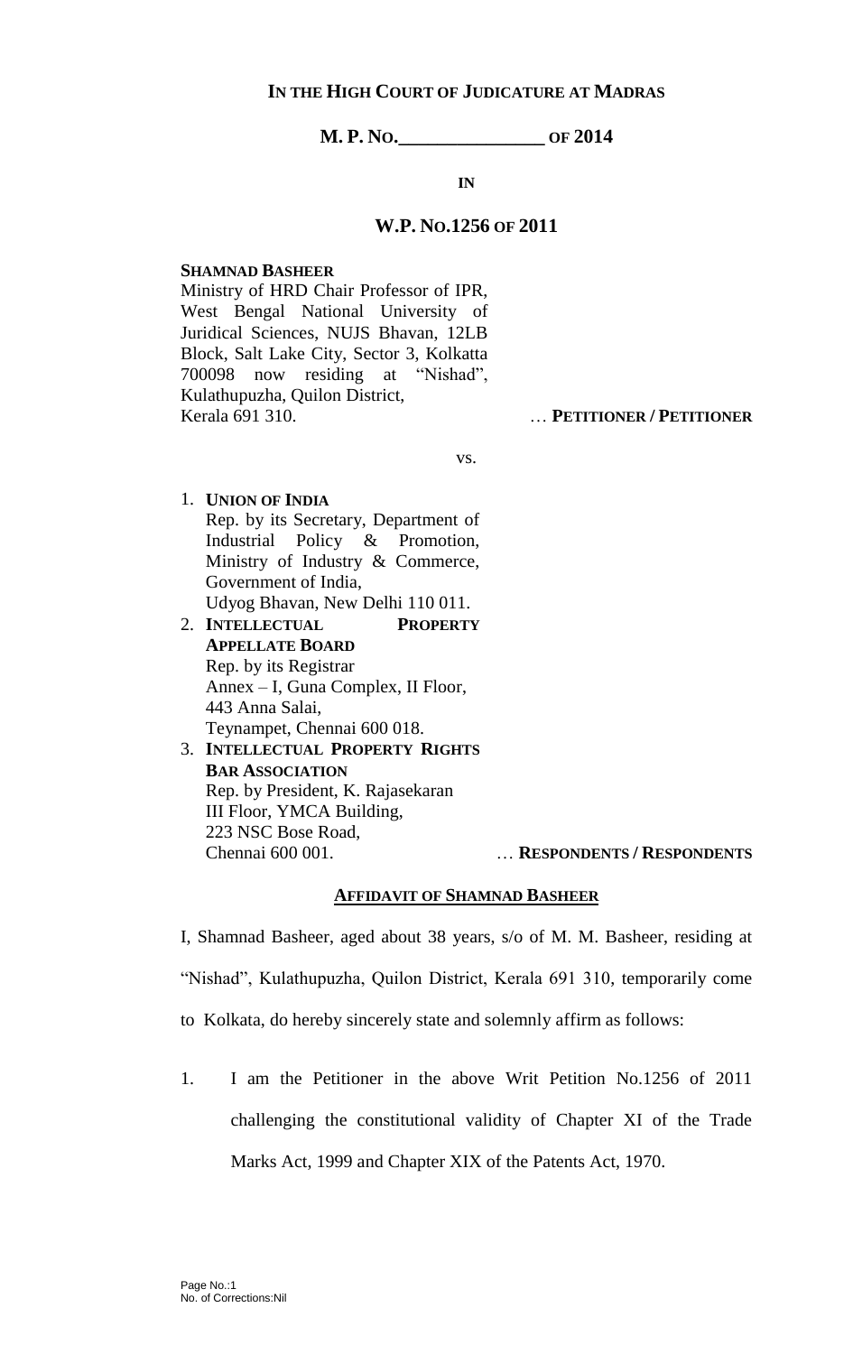**IN THE HIGH COURT OF JUDICATURE AT MADRAS**

**M. P. NO.\_\_\_\_\_\_\_\_\_\_\_\_\_\_\_ OF 2014**

**IN**

**W.P. NO.1256 OF 2011**

**SHAMNAD BASHEER**
Ministry of HRD Chair Professor of IPR, West Bengal National University of Juridical Sciences, NUJS Bhavan, 12LB Block, Salt Lake City, Sector 3, Kolkatta 700098 now residing at "Nishad", Kulathupuzha, Quilon District, Kerala 691 310. … **PETITIONER / PETITIONER**

vs.

1. **UNION OF INDIA**
   Rep. by its Secretary, Department of Industrial Policy & Promotion, Ministry of Industry & Commerce, Government of India, Udyog Bhavan, New Delhi 110 011.
2. **INTELLECTUAL PROPERTY APPELLATE BOARD**
   Rep. by its Registrar
   Annex – I, Guna Complex, II Floor, 443 Anna Salai, Teynampet, Chennai 600 018.
3. **INTELLECTUAL PROPERTY RIGHTS BAR ASSOCIATION**
   Rep. by President, K. Rajasekaran
   III Floor, YMCA Building, 223 NSC Bose Road, Chennai 600 001. … **RESPONDENTS / RESPONDENTS**

**AFFIDAVIT OF SHAMNAD BASHEER**

I, Shamnad Basheer, aged about 38 years, s/o of M. M. Basheer, residing at "Nishad", Kulathupuzha, Quilon District, Kerala 691 310, temporarily come to Kolkata, do hereby sincerely state and solemnly affirm as follows:

1. I am the Petitioner in the above Writ Petition No.1256 of 2011 challenging the constitutional validity of Chapter XI of the Trade Marks Act, 1999 and Chapter XIX of the Patents Act, 1970.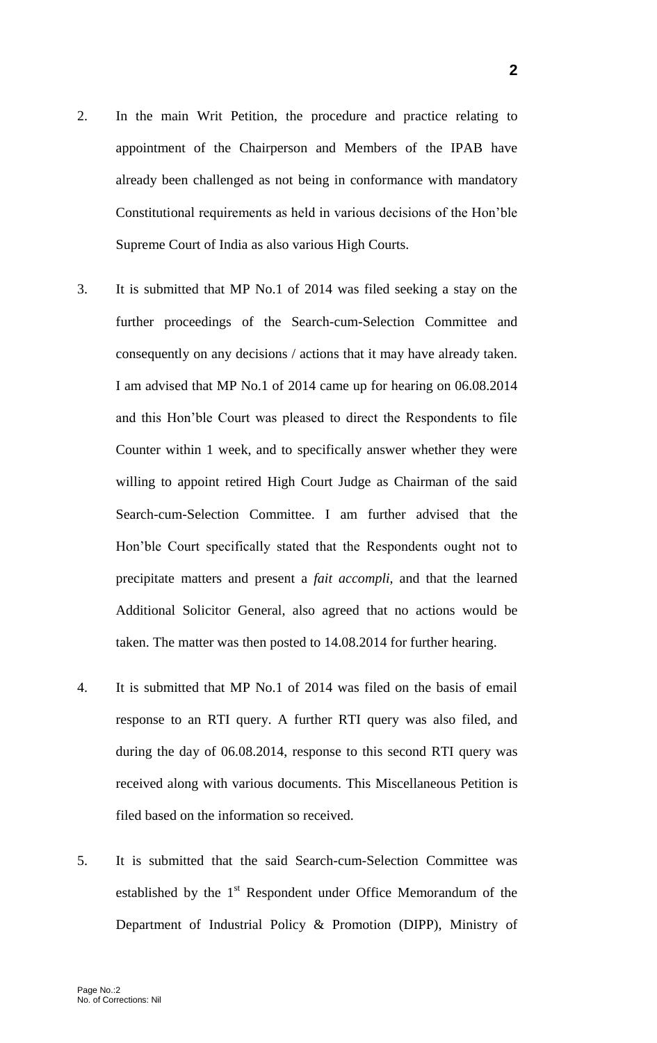2. In the main Writ Petition, the procedure and practice relating to appointment of the Chairperson and Members of the IPAB have already been challenged as not being in conformance with mandatory Constitutional requirements as held in various decisions of the Hon'ble Supreme Court of India as also various High Courts.

3. It is submitted that MP No.1 of 2014 was filed seeking a stay on the further proceedings of the Search-cum-Selection Committee and consequently on any decisions / actions that it may have already taken. I am advised that MP No.1 of 2014 came up for hearing on 06.08.2014 and this Hon'ble Court was pleased to direct the Respondents to file Counter within 1 week, and to specifically answer whether they were willing to appoint retired High Court Judge as Chairman of the said Search-cum-Selection Committee. I am further advised that the Hon'ble Court specifically stated that the Respondents ought not to precipitate matters and present a *fait accompli*, and that the learned Additional Solicitor General, also agreed that no actions would be taken. The matter was then posted to 14.08.2014 for further hearing.

4. It is submitted that MP No.1 of 2014 was filed on the basis of email response to an RTI query. A further RTI query was also filed, and during the day of 06.08.2014, response to this second RTI query was received along with various documents. This Miscellaneous Petition is filed based on the information so received.

5. It is submitted that the said Search-cum-Selection Committee was established by the 1st Respondent under Office Memorandum of the Department of Industrial Policy & Promotion (DIPP), Ministry of

Page No.:2
No. of Corrections: Nil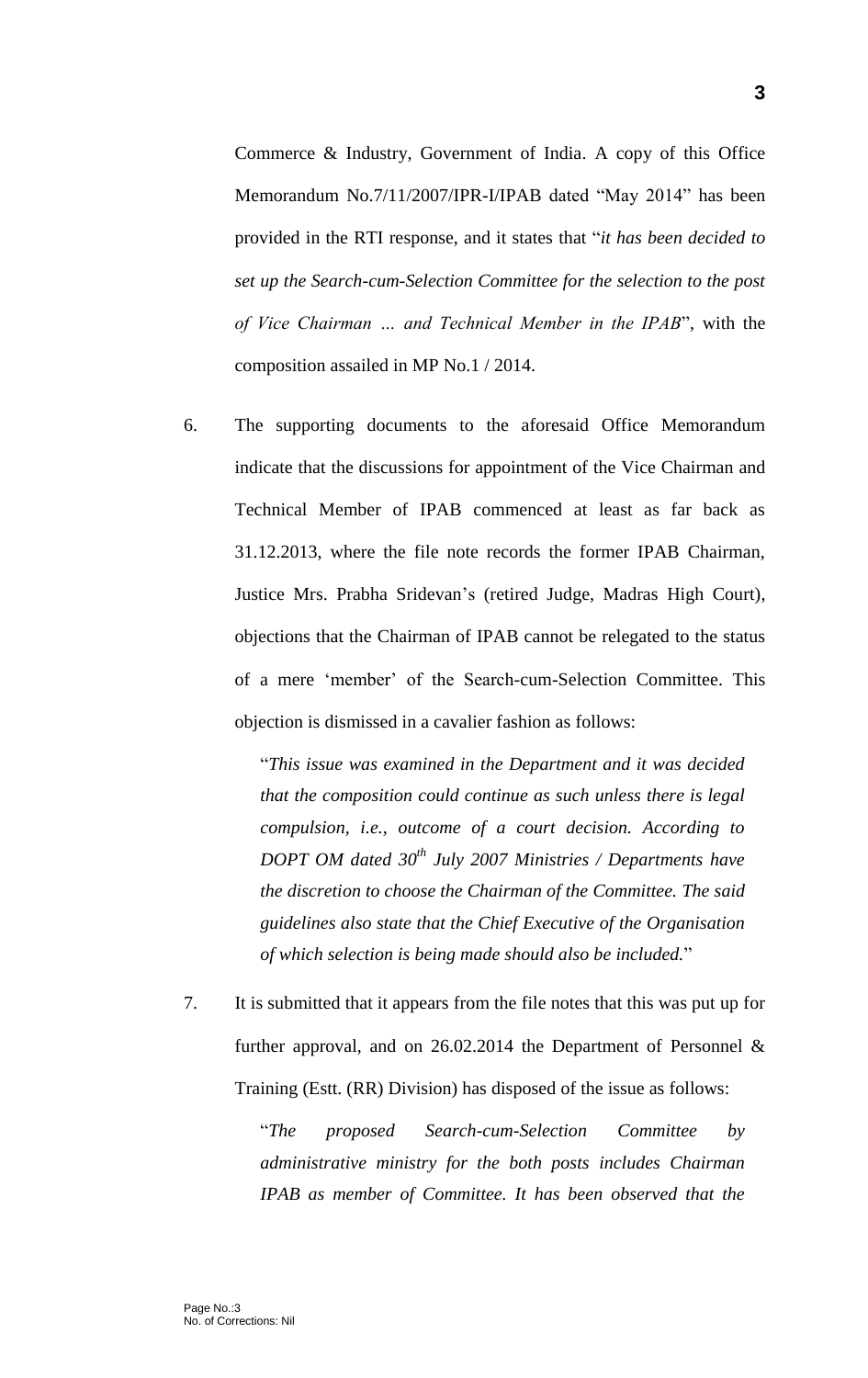Commerce & Industry, Government of India. A copy of this Office Memorandum No.7/11/2007/IPR-I/IPAB dated "May 2014" has been provided in the RTI response, and it states that "*it has been decided to set up the Search-cum-Selection Committee for the selection to the post of Vice Chairman ... and Technical Member in the IPAB*", with the composition assailed in MP No.1 / 2014.

6. The supporting documents to the aforesaid Office Memorandum indicate that the discussions for appointment of the Vice Chairman and Technical Member of IPAB commenced at least as far back as 31.12.2013, where the file note records the former IPAB Chairman, Justice Mrs. Prabha Sridevan's (retired Judge, Madras High Court), objections that the Chairman of IPAB cannot be relegated to the status of a mere 'member' of the Search-cum-Selection Committee. This objection is dismissed in a cavalier fashion as follows:

   "*This issue was examined in the Department and it was decided that the composition could continue as such unless there is legal compulsion, i.e., outcome of a court decision. According to DOPT OM dated 30th July 2007 Ministries / Departments have the discretion to choose the Chairman of the Committee. The said guidelines also state that the Chief Executive of the Organisation of which selection is being made should also be included.*"

7. It is submitted that it appears from the file notes that this was put up for further approval, and on 26.02.2014 the Department of Personnel & Training (Estt. (RR) Division) has disposed of the issue as follows:

   "*The proposed Search-cum-Selection Committee by administrative ministry for the both posts includes Chairman IPAB as member of Committee. It has been observed that the*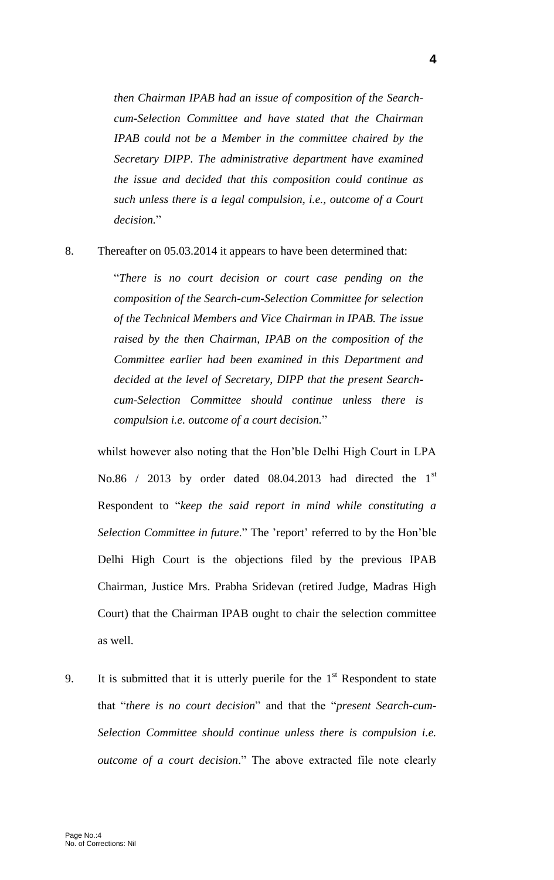*then Chairman IPAB had an issue of composition of the Search-cum-Selection Committee and have stated that the Chairman IPAB could not be a Member in the committee chaired by the Secretary DIPP. The administrative department have examined the issue and decided that this composition could continue as such unless there is a legal compulsion, i.e., outcome of a Court decision.*"

8. Thereafter on 05.03.2014 it appears to have been determined that:

   "*There is no court decision or court case pending on the composition of the Search-cum-Selection Committee for selection of the Technical Members and Vice Chairman in IPAB. The issue raised by the then Chairman, IPAB on the composition of the Committee earlier had been examined in this Department and decided at the level of Secretary, DIPP that the present Search-cum-Selection Committee should continue unless there is compulsion i.e. outcome of a court decision.*"

   whilst however also noting that the Hon'ble Delhi High Court in LPA No.86 / 2013 by order dated 08.04.2013 had directed the 1st Respondent to "*keep the said report in mind while constituting a Selection Committee in future*." The 'report' referred to by the Hon'ble Delhi High Court is the objections filed by the previous IPAB Chairman, Justice Mrs. Prabha Sridevan (retired Judge, Madras High Court) that the Chairman IPAB ought to chair the selection committee as well.

9. It is submitted that it is utterly puerile for the 1st Respondent to state that "*there is no court decision*" and that the "*present Search-cum-Selection Committee should continue unless there is compulsion i.e. outcome of a court decision*." The above extracted file note clearly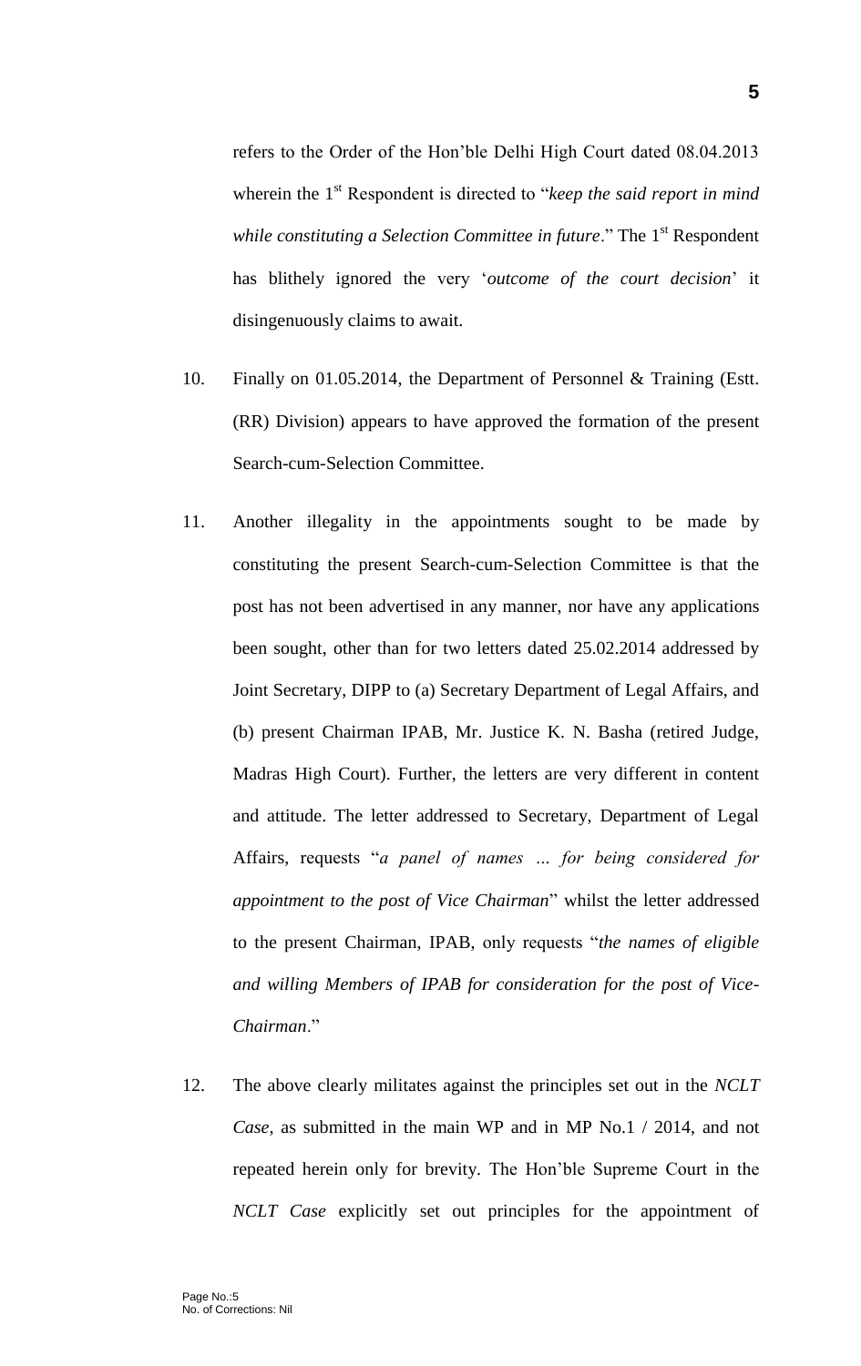refers to the Order of the Hon'ble Delhi High Court dated 08.04.2013 wherein the 1st Respondent is directed to "*keep the said report in mind while constituting a Selection Committee in future*." The 1st Respondent has blithely ignored the very '*outcome of the court decision*' it disingenuously claims to await.

10. Finally on 01.05.2014, the Department of Personnel & Training (Estt. (RR) Division) appears to have approved the formation of the present Search-cum-Selection Committee.

11. Another illegality in the appointments sought to be made by constituting the present Search-cum-Selection Committee is that the post has not been advertised in any manner, nor have any applications been sought, other than for two letters dated 25.02.2014 addressed by Joint Secretary, DIPP to (a) Secretary Department of Legal Affairs, and (b) present Chairman IPAB, Mr. Justice K. N. Basha (retired Judge, Madras High Court). Further, the letters are very different in content and attitude. The letter addressed to Secretary, Department of Legal Affairs, requests "*a panel of names … for being considered for appointment to the post of Vice Chairman*" whilst the letter addressed to the present Chairman, IPAB, only requests "*the names of eligible and willing Members of IPAB for consideration for the post of Vice-Chairman*."

12. The above clearly militates against the principles set out in the *NCLT Case*, as submitted in the main WP and in MP No.1 / 2014, and not repeated herein only for brevity. The Hon'ble Supreme Court in the *NCLT Case* explicitly set out principles for the appointment of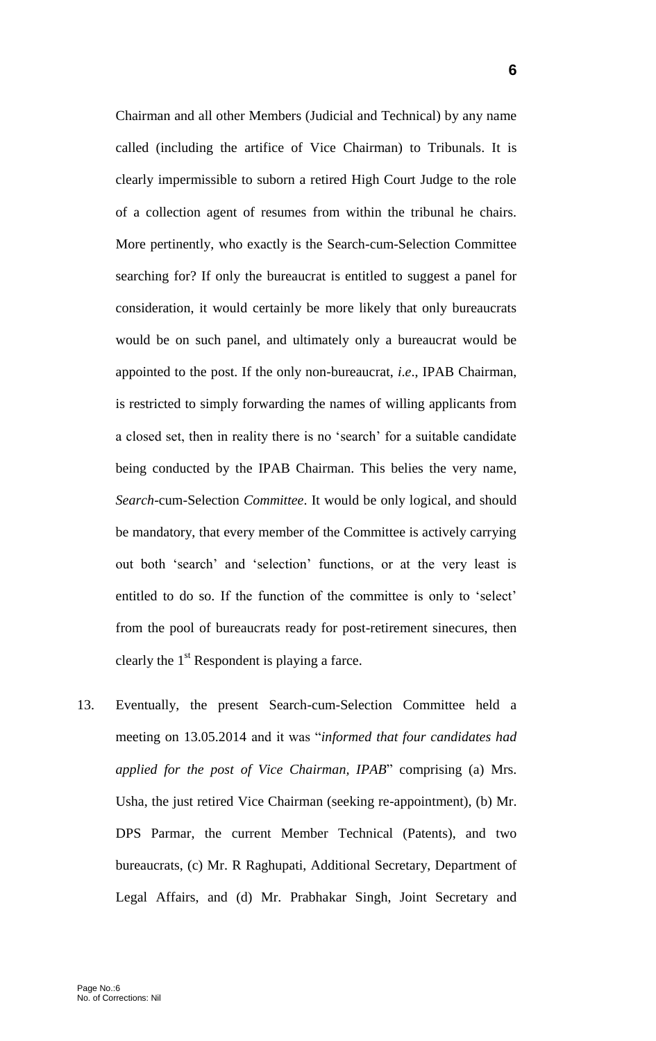Chairman and all other Members (Judicial and Technical) by any name called (including the artifice of Vice Chairman) to Tribunals. It is clearly impermissible to suborn a retired High Court Judge to the role of a collection agent of resumes from within the tribunal he chairs. More pertinently, who exactly is the Search-cum-Selection Committee searching for? If only the bureaucrat is entitled to suggest a panel for consideration, it would certainly be more likely that only bureaucrats would be on such panel, and ultimately only a bureaucrat would be appointed to the post. If the only non-bureaucrat, *i.e*., IPAB Chairman, is restricted to simply forwarding the names of willing applicants from a closed set, then in reality there is no 'search' for a suitable candidate being conducted by the IPAB Chairman. This belies the very name, *Search*-cum-Selection *Committee*. It would be only logical, and should be mandatory, that every member of the Committee is actively carrying out both 'search' and 'selection' functions, or at the very least is entitled to do so. If the function of the committee is only to 'select' from the pool of bureaucrats ready for post-retirement sinecures, then clearly the 1st Respondent is playing a farce.

13. Eventually, the present Search-cum-Selection Committee held a meeting on 13.05.2014 and it was "*informed that four candidates had applied for the post of Vice Chairman, IPAB*" comprising (a) Mrs. Usha, the just retired Vice Chairman (seeking re-appointment), (b) Mr. DPS Parmar, the current Member Technical (Patents), and two bureaucrats, (c) Mr. R Raghupati, Additional Secretary, Department of Legal Affairs, and (d) Mr. Prabhakar Singh, Joint Secretary and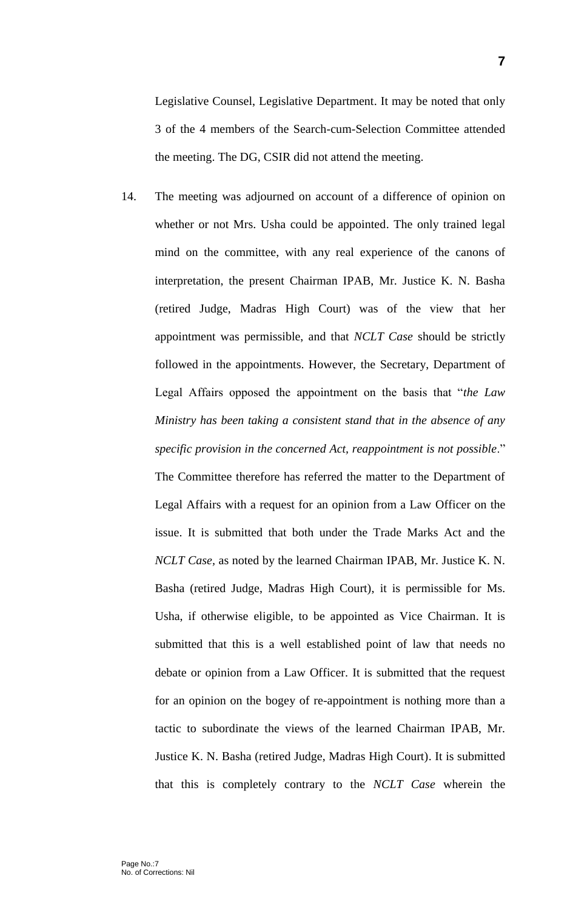Legislative Counsel, Legislative Department. It may be noted that only 3 of the 4 members of the Search-cum-Selection Committee attended the meeting. The DG, CSIR did not attend the meeting.

14. The meeting was adjourned on account of a difference of opinion on whether or not Mrs. Usha could be appointed. The only trained legal mind on the committee, with any real experience of the canons of interpretation, the present Chairman IPAB, Mr. Justice K. N. Basha (retired Judge, Madras High Court) was of the view that her appointment was permissible, and that *NCLT Case* should be strictly followed in the appointments. However, the Secretary, Department of Legal Affairs opposed the appointment on the basis that "*the Law Ministry has been taking a consistent stand that in the absence of any specific provision in the concerned Act, reappointment is not possible*." The Committee therefore has referred the matter to the Department of Legal Affairs with a request for an opinion from a Law Officer on the issue. It is submitted that both under the Trade Marks Act and the *NCLT Case*, as noted by the learned Chairman IPAB, Mr. Justice K. N. Basha (retired Judge, Madras High Court), it is permissible for Ms. Usha, if otherwise eligible, to be appointed as Vice Chairman. It is submitted that this is a well established point of law that needs no debate or opinion from a Law Officer. It is submitted that the request for an opinion on the bogey of re-appointment is nothing more than a tactic to subordinate the views of the learned Chairman IPAB, Mr. Justice K. N. Basha (retired Judge, Madras High Court). It is submitted that this is completely contrary to the *NCLT Case* wherein the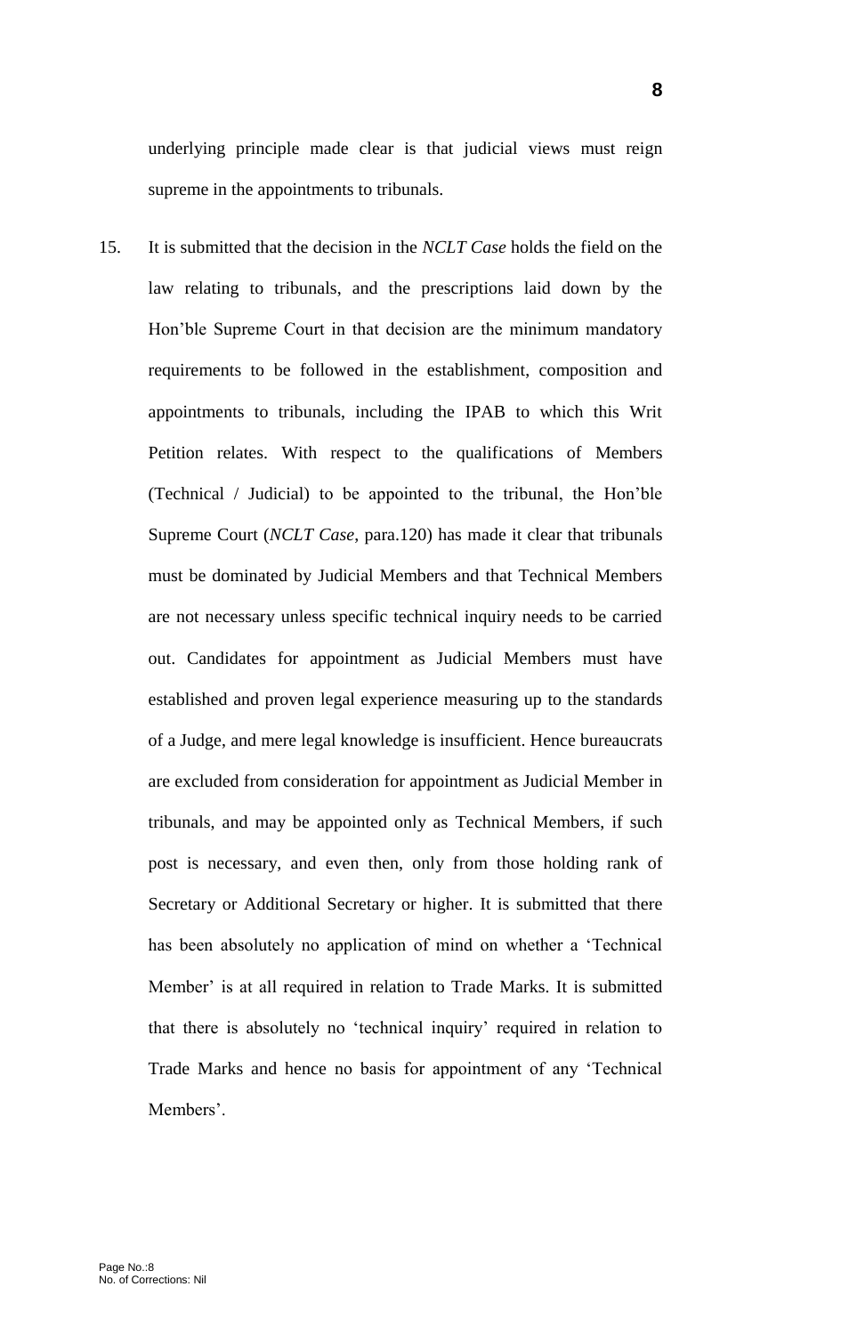underlying principle made clear is that judicial views must reign supreme in the appointments to tribunals.

15. It is submitted that the decision in the *NCLT Case* holds the field on the law relating to tribunals, and the prescriptions laid down by the Hon'ble Supreme Court in that decision are the minimum mandatory requirements to be followed in the establishment, composition and appointments to tribunals, including the IPAB to which this Writ Petition relates. With respect to the qualifications of Members (Technical / Judicial) to be appointed to the tribunal, the Hon'ble Supreme Court (*NCLT Case*, para.120) has made it clear that tribunals must be dominated by Judicial Members and that Technical Members are not necessary unless specific technical inquiry needs to be carried out. Candidates for appointment as Judicial Members must have established and proven legal experience measuring up to the standards of a Judge, and mere legal knowledge is insufficient. Hence bureaucrats are excluded from consideration for appointment as Judicial Member in tribunals, and may be appointed only as Technical Members, if such post is necessary, and even then, only from those holding rank of Secretary or Additional Secretary or higher. It is submitted that there has been absolutely no application of mind on whether a 'Technical Member' is at all required in relation to Trade Marks. It is submitted that there is absolutely no 'technical inquiry' required in relation to Trade Marks and hence no basis for appointment of any 'Technical Members'.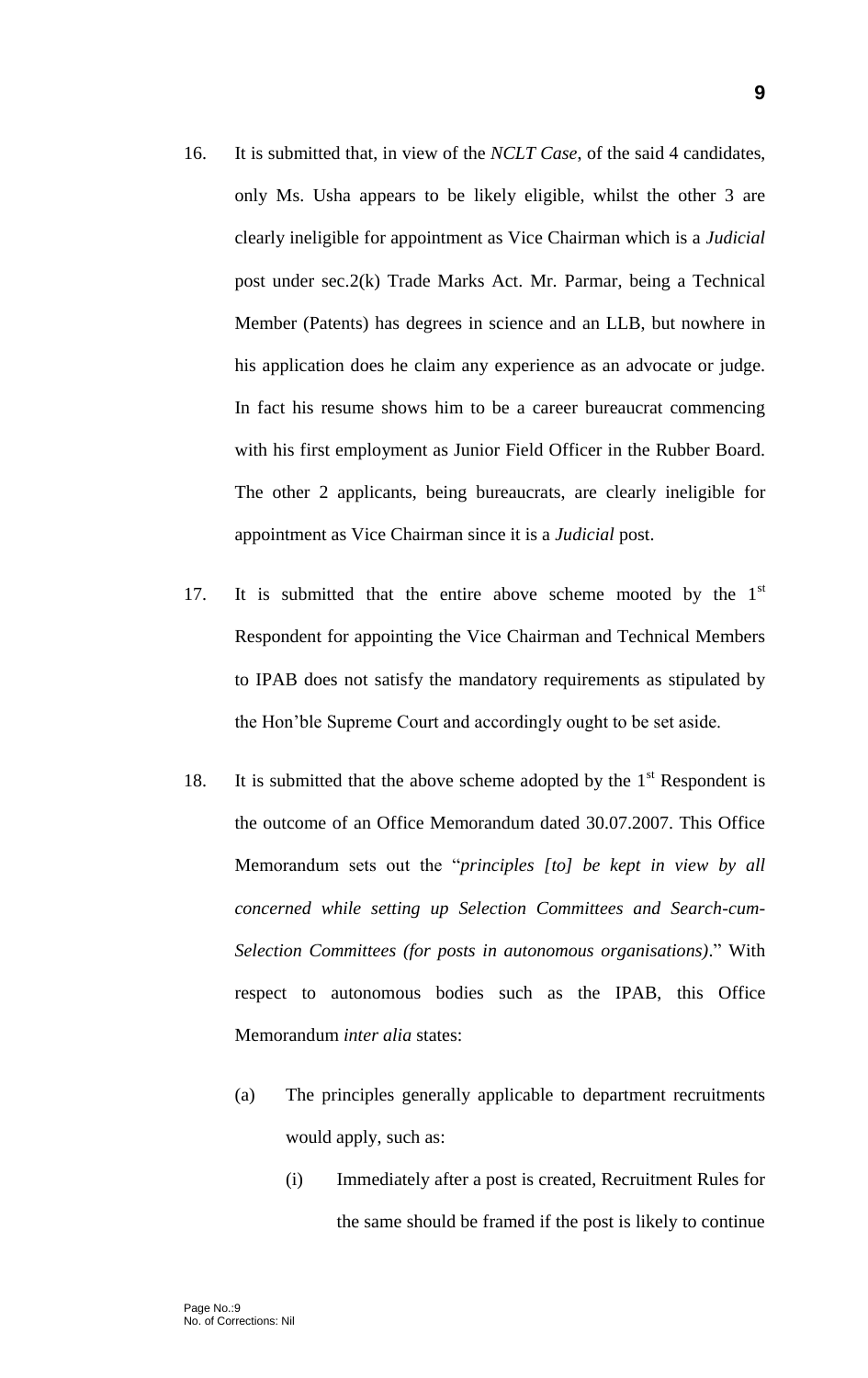16. It is submitted that, in view of the *NCLT Case*, of the said 4 candidates, only Ms. Usha appears to be likely eligible, whilst the other 3 are clearly ineligible for appointment as Vice Chairman which is a *Judicial* post under sec.2(k) Trade Marks Act. Mr. Parmar, being a Technical Member (Patents) has degrees in science and an LLB, but nowhere in his application does he claim any experience as an advocate or judge. In fact his resume shows him to be a career bureaucrat commencing with his first employment as Junior Field Officer in the Rubber Board. The other 2 applicants, being bureaucrats, are clearly ineligible for appointment as Vice Chairman since it is a *Judicial* post.

17. It is submitted that the entire above scheme mooted by the 1st Respondent for appointing the Vice Chairman and Technical Members to IPAB does not satisfy the mandatory requirements as stipulated by the Hon'ble Supreme Court and accordingly ought to be set aside.

18. It is submitted that the above scheme adopted by the 1st Respondent is the outcome of an Office Memorandum dated 30.07.2007. This Office Memorandum sets out the "*principles [to] be kept in view by all concerned while setting up Selection Committees and Search-cum-Selection Committees (for posts in autonomous organisations)*." With respect to autonomous bodies such as the IPAB, this Office Memorandum *inter alia* states:

    (a) The principles generally applicable to department recruitments would apply, such as:

        (i) Immediately after a post is created, Recruitment Rules for the same should be framed if the post is likely to continue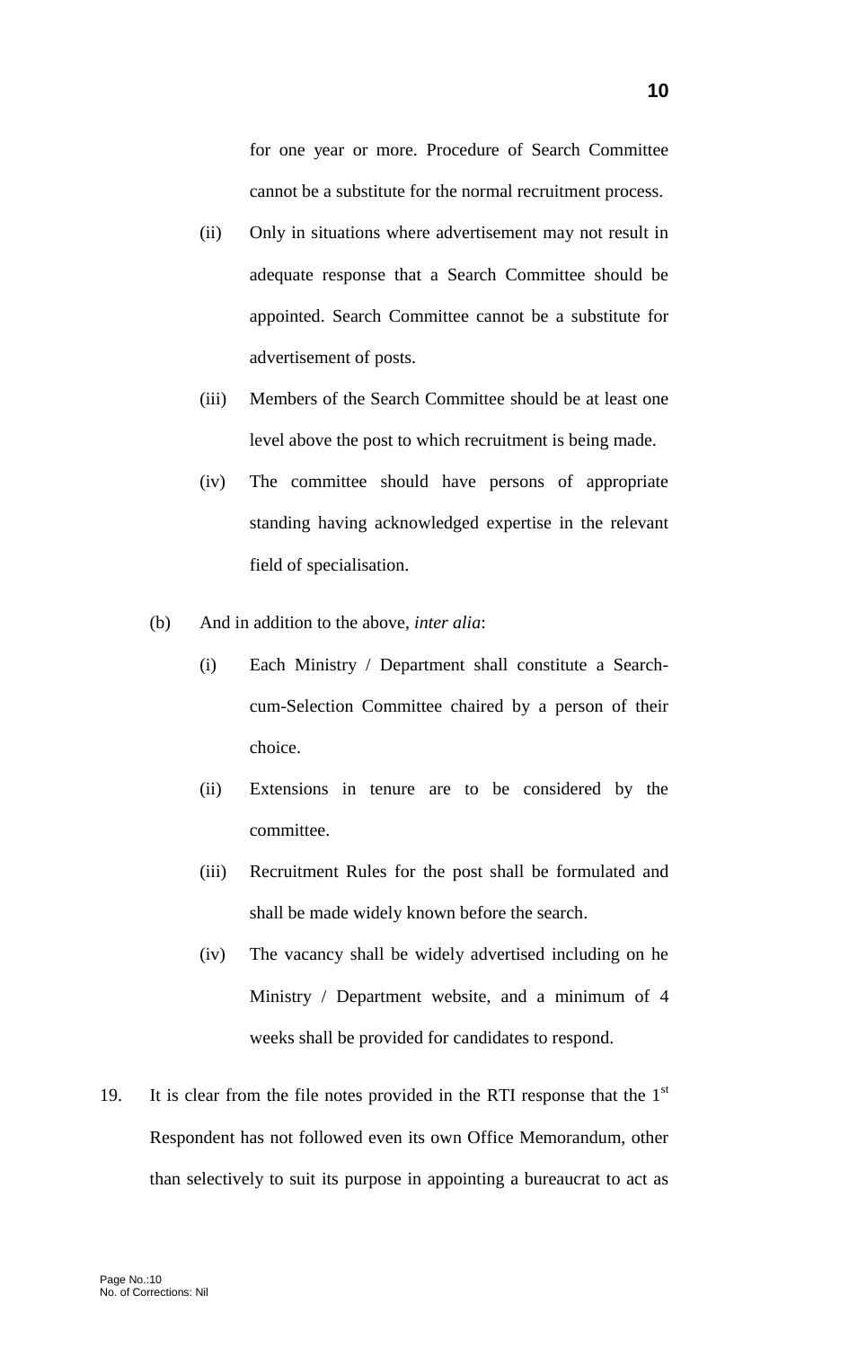for one year or more. Procedure of Search Committee cannot be a substitute for the normal recruitment process.

(ii) Only in situations where advertisement may not result in adequate response that a Search Committee should be appointed. Search Committee cannot be a substitute for advertisement of posts.

(iii) Members of the Search Committee should be at least one level above the post to which recruitment is being made.

(iv) The committee should have persons of appropriate standing having acknowledged expertise in the relevant field of specialisation.

(b) And in addition to the above, *inter alia*:

(i) Each Ministry / Department shall constitute a Search-cum-Selection Committee chaired by a person of their choice.

(ii) Extensions in tenure are to be considered by the committee.

(iii) Recruitment Rules for the post shall be formulated and shall be made widely known before the search.

(iv) The vacancy shall be widely advertised including on he Ministry / Department website, and a minimum of 4 weeks shall be provided for candidates to respond.

19. It is clear from the file notes provided in the RTI response that the 1st Respondent has not followed even its own Office Memorandum, other than selectively to suit its purpose in appointing a bureaucrat to act as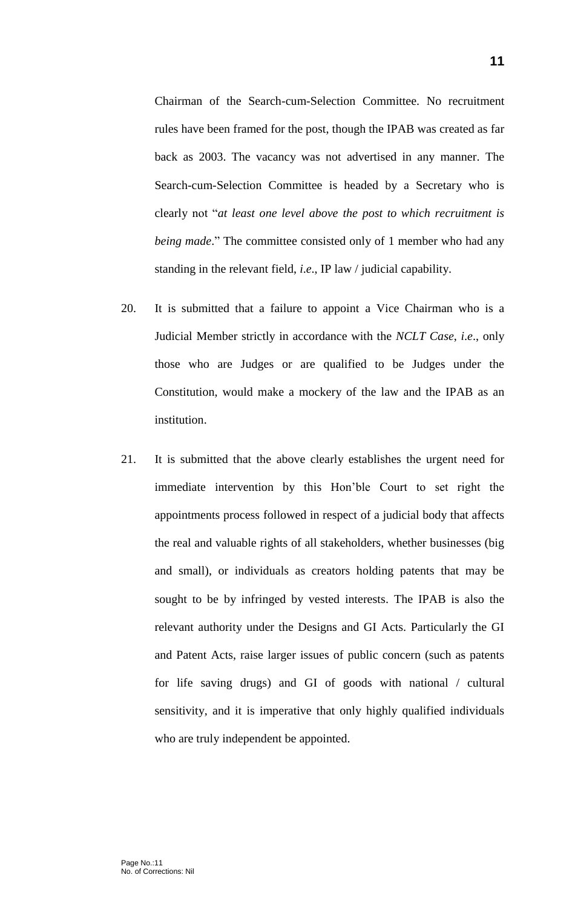Chairman of the Search-cum-Selection Committee. No recruitment rules have been framed for the post, though the IPAB was created as far back as 2003. The vacancy was not advertised in any manner. The Search-cum-Selection Committee is headed by a Secretary who is clearly not "*at least one level above the post to which recruitment is being made*." The committee consisted only of 1 member who had any standing in the relevant field, *i.e*., IP law / judicial capability.

20. It is submitted that a failure to appoint a Vice Chairman who is a Judicial Member strictly in accordance with the *NCLT Case*, *i.e*., only those who are Judges or are qualified to be Judges under the Constitution, would make a mockery of the law and the IPAB as an institution.

21. It is submitted that the above clearly establishes the urgent need for immediate intervention by this Hon'ble Court to set right the appointments process followed in respect of a judicial body that affects the real and valuable rights of all stakeholders, whether businesses (big and small), or individuals as creators holding patents that may be sought to be by infringed by vested interests. The IPAB is also the relevant authority under the Designs and GI Acts. Particularly the GI and Patent Acts, raise larger issues of public concern (such as patents for life saving drugs) and GI of goods with national / cultural sensitivity, and it is imperative that only highly qualified individuals who are truly independent be appointed.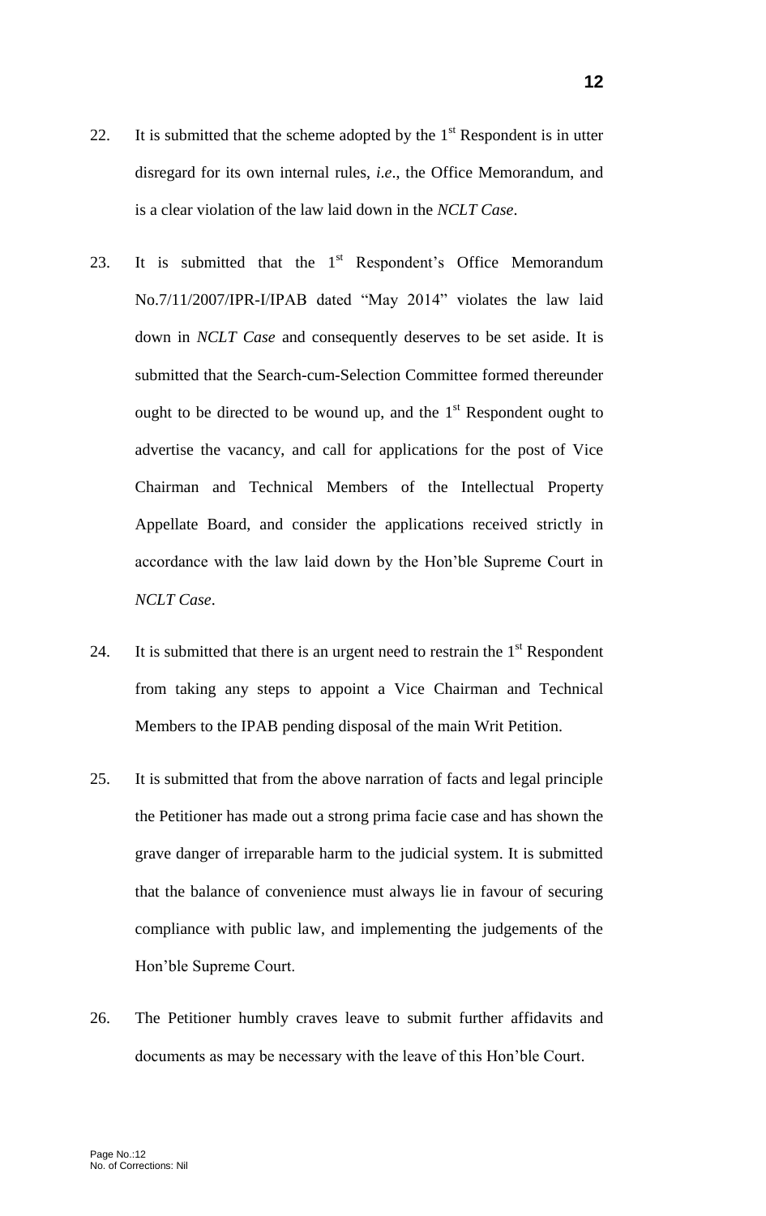22. It is submitted that the scheme adopted by the 1st Respondent is in utter disregard for its own internal rules, *i.e*., the Office Memorandum, and is a clear violation of the law laid down in the *NCLT Case*.

23. It is submitted that the 1st Respondent's Office Memorandum No.7/11/2007/IPR-I/IPAB dated "May 2014" violates the law laid down in *NCLT Case* and consequently deserves to be set aside. It is submitted that the Search-cum-Selection Committee formed thereunder ought to be directed to be wound up, and the 1st Respondent ought to advertise the vacancy, and call for applications for the post of Vice Chairman and Technical Members of the Intellectual Property Appellate Board, and consider the applications received strictly in accordance with the law laid down by the Hon'ble Supreme Court in *NCLT Case*.

24. It is submitted that there is an urgent need to restrain the 1st Respondent from taking any steps to appoint a Vice Chairman and Technical Members to the IPAB pending disposal of the main Writ Petition.

25. It is submitted that from the above narration of facts and legal principle the Petitioner has made out a strong prima facie case and has shown the grave danger of irreparable harm to the judicial system. It is submitted that the balance of convenience must always lie in favour of securing compliance with public law, and implementing the judgements of the Hon'ble Supreme Court.

26. The Petitioner humbly craves leave to submit further affidavits and documents as may be necessary with the leave of this Hon'ble Court.

Page No.:12
No. of Corrections: Nil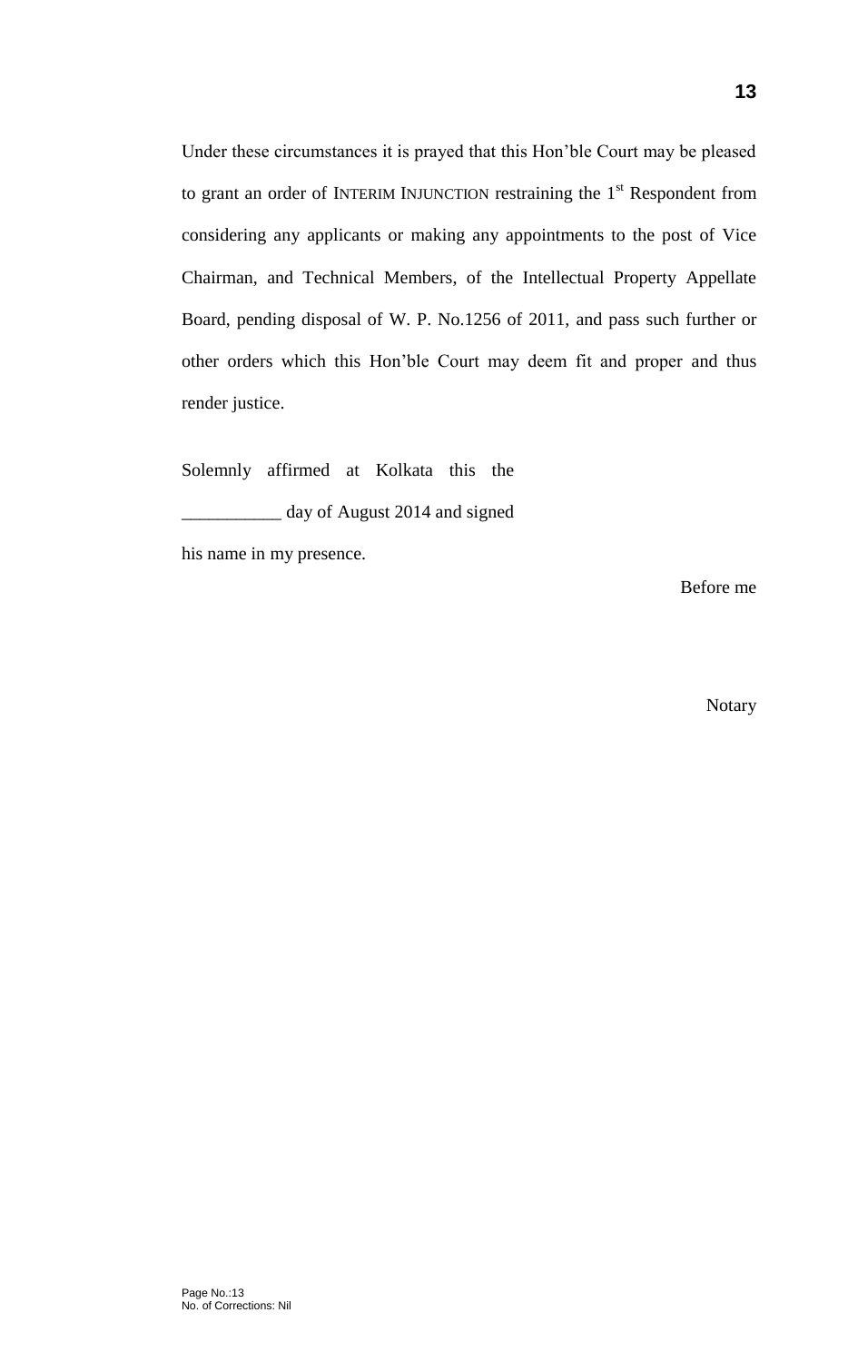Under these circumstances it is prayed that this Hon'ble Court may be pleased to grant an order of INTERIM INJUNCTION restraining the 1st Respondent from considering any applicants or making any appointments to the post of Vice Chairman, and Technical Members, of the Intellectual Property Appellate Board, pending disposal of W. P. No.1256 of 2011, and pass such further or other orders which this Hon'ble Court may deem fit and proper and thus render justice.

Solemnly affirmed at Kolkata this the ___________ day of August 2014 and signed his name in my presence.

Before me

Notary